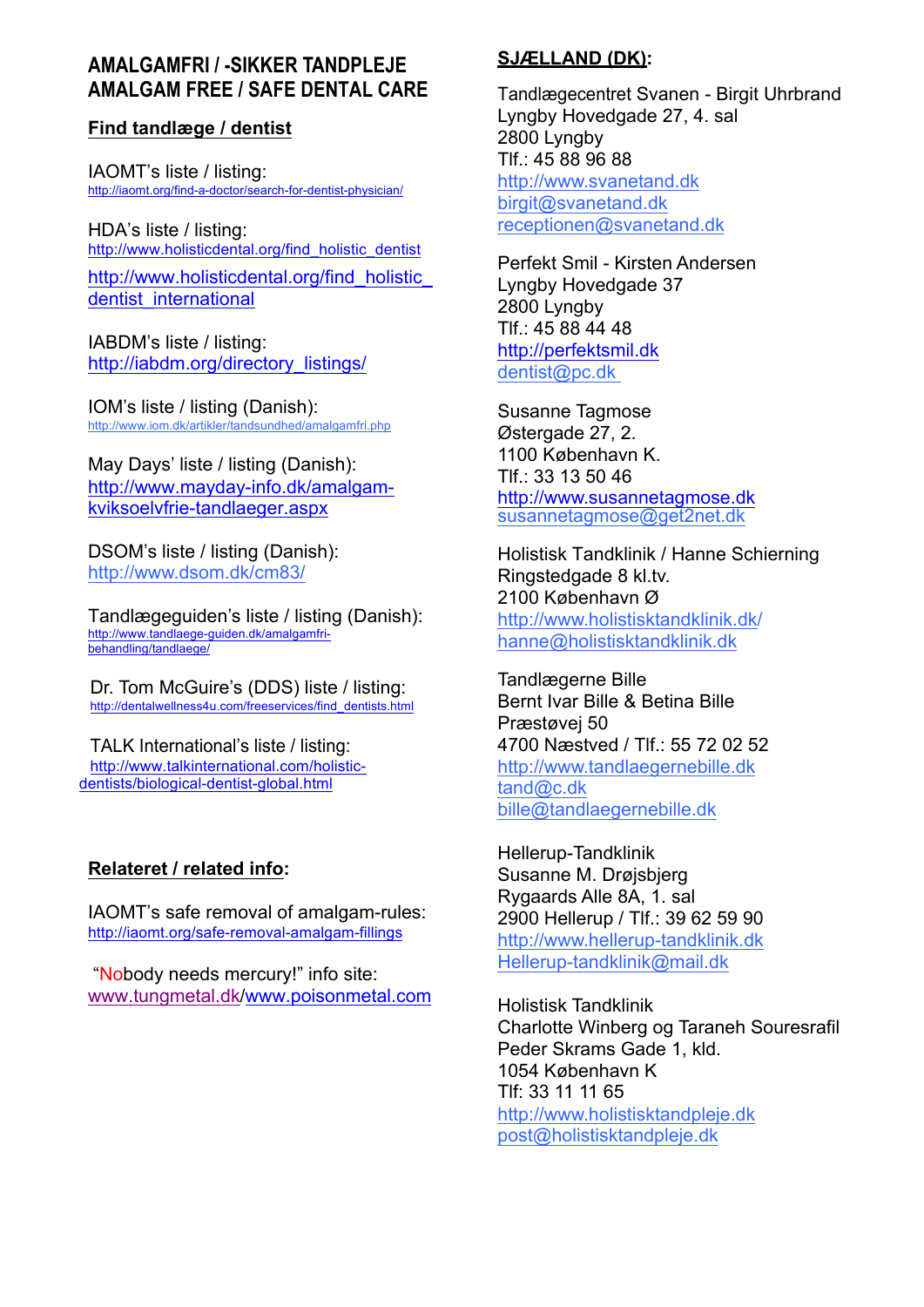# AMALGAMFRI / -SIKKER TANDPLEJE
# AMALGAM FREE / SAFE DENTAL CARE

## Find tandlæge / dentist

IAOMT's liste / listing:
http://iaomt.org/find-a-doctor/search-for-dentist-physician/

HDA's liste / listing:
http://www.holisticdental.org/find_holistic_dentist
http://www.holisticdental.org/find_holistic_dentist_international

IABDM's liste / listing:
http://iabdm.org/directory_listings/

IOM's liste / listing (Danish):
http://www.iom.dk/artikler/tandsundhed/amalgamfri.php

May Days' liste / listing (Danish):
http://www.mayday-info.dk/amalgam-kviksoelvfrie-tandlaeger.aspx

DSOM's liste / listing (Danish):
http://www.dsom.dk/cm83/

Tandlægeguiden's liste / listing (Danish):
http://www.tandlaege-guiden.dk/amalgamfri-behandling/tandlaege/

Dr. Tom McGuire's (DDS) liste / listing:
http://dentalwellness4u.com/freeservices/find_dentists.html

TALK International's liste / listing:
http://www.talkinternational.com/holistic-dentists/biological-dentist-global.html

## Relateret / related info:

IAOMT's safe removal of amalgam-rules:
http://iaomt.org/safe-removal-amalgam-fillings

"Nobody needs mercury!" info site:
www.tungmetal.dk/www.poisonmetal.com

## SJÆLLAND (DK):

Tandlægecentret Svanen - Birgit Uhrbrand
Lyngby Hovedgade 27, 4. sal
2800 Lyngby
Tlf.: 45 88 96 88
http://www.svanetand.dk
birgit@svanetand.dk
receptionen@svanetand.dk

Perfekt Smil - Kirsten Andersen
Lyngby Hovedgade 37
2800 Lyngby
Tlf.: 45 88 44 48
http://perfektsmil.dk
dentist@pc.dk

Susanne Tagmose
Østergade 27, 2.
1100 København K.
Tlf.: 33 13 50 46
http://www.susannetagmose.dk
susannetagmose@get2net.dk

Holistisk Tandklinik / Hanne Schierning
Ringstedgade 8 kl.tv.
2100 København Ø
http://www.holistisktandklinik.dk/
hanne@holistisktandklinik.dk

Tandlægerne Bille
Bernt Ivar Bille & Betina Bille
Præstøvej 50
4700 Næstved / Tlf.: 55 72 02 52
http://www.tandlaegernebille.dk
tand@c.dk
bille@tandlaegernebille.dk

Hellerup-Tandklinik
Susanne M. Drøjsbjerg
Rygaards Alle 8A, 1. sal
2900 Hellerup / Tlf.: 39 62 59 90
http://www.hellerup-tandklinik.dk
Hellerup-tandklinik@mail.dk

Holistisk Tandklinik
Charlotte Winberg og Taraneh Souresrafil
Peder Skrams Gade 1, kld.
1054 København K
Tlf: 33 11 11 65
http://www.holistisktandpleje.dk
post@holistisktandpleje.dk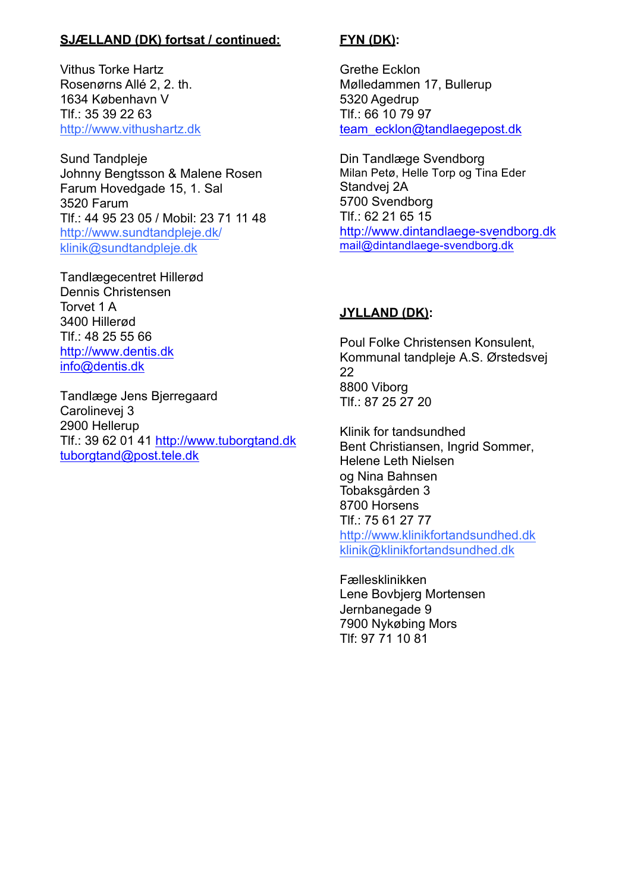**SJÆLLAND (DK) fortsat / continued:**

Vithus Torke Hartz
Rosenørns Allé 2, 2. th.
1634 København V
Tlf.: 35 39 22 63
http://www.vithushartz.dk

Sund Tandpleje
Johnny Bengtsson & Malene Rosen
Farum Hovedgade 15, 1. Sal
3520 Farum
Tlf.: 44 95 23 05 / Mobil: 23 71 11 48
http://www.sundtandpleje.dk/
klinik@sundtandpleje.dk

Tandlægecentret Hillerød
Dennis Christensen
Torvet 1 A
3400 Hillerød
Tlf.: 48 25 55 66
http://www.dentis.dk
info@dentis.dk

Tandlæge Jens Bjerregaard
Carolinevej 3
2900 Hellerup
Tlf.: 39 62 01 41 http://www.tuborgtand.dk
tuborgtand@post.tele.dk

**FYN (DK):**

Grethe Ecklon
Mølledammen 17, Bullerup
5320 Agedrup
Tlf.: 66 10 79 97
team_ecklon@tandlaegepost.dk

Din Tandlæge Svendborg
Milan Petø, Helle Torp og Tina Eder
Standvej 2A
5700 Svendborg
Tlf.: 62 21 65 15
http://www.dintandlaege-svendborg.dk
mail@dintandlaege-svendborg.dk

**JYLLAND (DK):**

Poul Folke Christensen Konsulent,
Kommunal tandpleje A.S. Ørstedsvej 22
8800 Viborg
Tlf.: 87 25 27 20

Klinik for tandsundhed
Bent Christiansen, Ingrid Sommer,
Helene Leth Nielsen
og Nina Bahnsen
Tobaksgården 3
8700 Horsens
Tlf.: 75 61 27 77
http://www.klinikfortandsundhed.dk
klinik@klinikfortandsundhed.dk

Fællesklinikken
Lene Bovbjerg Mortensen
Jernbanegade 9
7900 Nykøbing Mors
Tlf: 97 71 10 81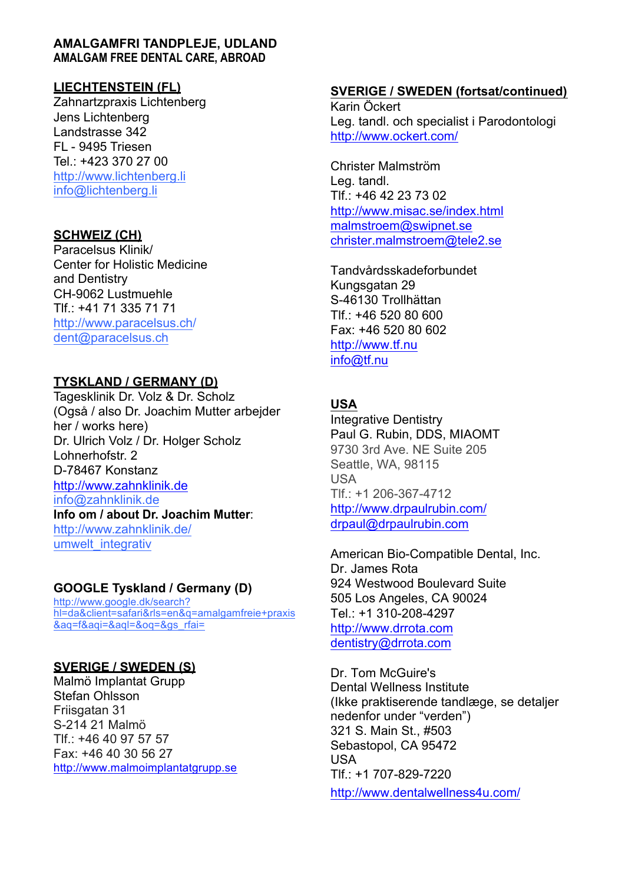# AMALGAMFRI TANDPLEJE, UDLAND
## AMALGAM FREE DENTAL CARE, ABROAD

### LIECHTENSTEIN (FL)

Zahnartzpraxis Lichtenberg
Jens Lichtenberg
Landstrasse 342
FL - 9495 Triesen
Tel.: +423 370 27 00
http://www.lichtenberg.li
info@lichtenberg.li

### SCHWEIZ (CH)

Paracelsus Klinik/
Center for Holistic Medicine
and Dentistry
CH-9062 Lustmuehle
Tlf.: +41 71 335 71 71
http://www.paracelsus.ch/
dent@paracelsus.ch

### TYSKLAND / GERMANY (D)

Tagesklinik Dr. Volz & Dr. Scholz
(Også / also Dr. Joachim Mutter arbejder her / works here)
Dr. Ulrich Volz / Dr. Holger Scholz
Lohnerhofstr. 2
D-78467 Konstanz
http://www.zahnklinik.de
info@zahnklinik.de
**Info om / about Dr. Joachim Mutter**:
http://www.zahnklinik.de/umwelt_integrativ

### GOOGLE Tyskland / Germany (D)

http://www.google.dk/search?hl=da&client=safari&rls=en&q=amalgamfreie+praxis&aq=f&aqi=&aql=&oq=&gs_rfai=

### SVERIGE / SWEDEN (S)

Malmö Implantat Grupp
Stefan Ohlsson
Friisgatan 31
S-214 21 Malmö
Tlf.: +46 40 97 57 57
Fax: +46 40 30 56 27
http://www.malmoimplantatgrupp.se

### SVERIGE / SWEDEN (fortsat/continued)

Karin Öckert
Leg. tandl. och specialist i Parodontologi
http://www.ockert.com/

Christer Malmström
Leg. tandl.
Tlf.: +46 42 23 73 02
http://www.misac.se/index.html
malmstroem@swipnet.se
christer.malmstroem@tele2.se

Tandvårdsskadeforbundet
Kungsgatan 29
S-46130 Trollhättan
Tlf.: +46 520 80 600
Fax: +46 520 80 602
http://www.tf.nu
info@tf.nu

### USA

Integrative Dentistry
Paul G. Rubin, DDS, MIAOMT
9730 3rd Ave. NE Suite 205
Seattle, WA, 98115
USA
Tlf.: +1 206-367-4712
http://www.drpaulrubin.com/
drpaul@drpaulrubin.com

American Bio-Compatible Dental, Inc.
Dr. James Rota
924 Westwood Boulevard Suite 505 Los Angeles, CA 90024
Tel.: +1 310-208-4297
http://www.drrota.com
dentistry@drrota.com

Dr. Tom McGuire's
Dental Wellness Institute
(Ikke praktiserende tandlæge, se detaljer nedenfor under "verden")
321 S. Main St., #503
Sebastopol, CA 95472
USA
Tlf.: +1 707-829-7220
http://www.dentalwellness4u.com/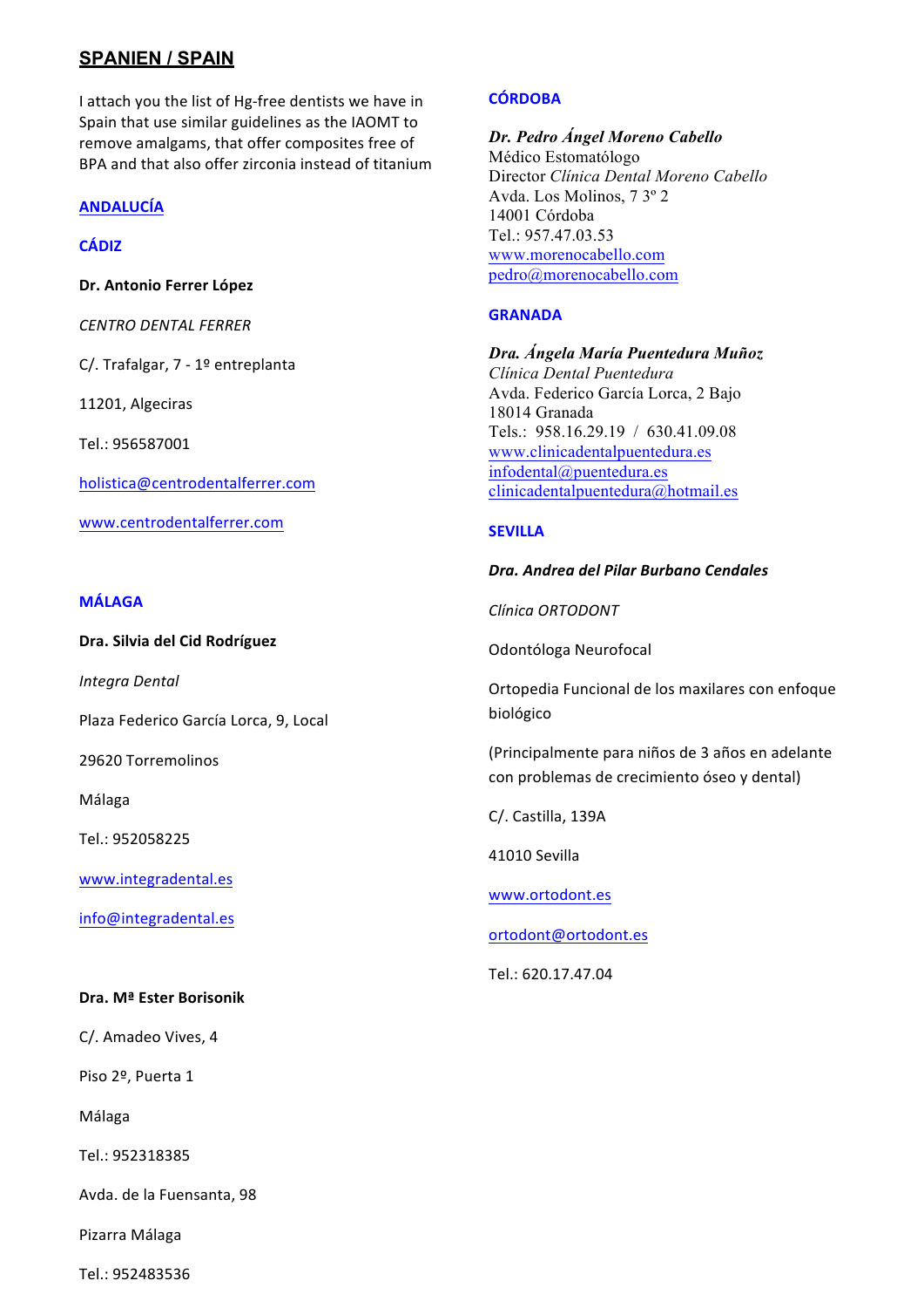## SPANIEN / SPAIN

I attach you the list of Hg-free dentists we have in Spain that use similar guidelines as the IAOMT to remove amalgams, that offer composites free of BPA and that also offer zirconia instead of titanium

### ANDALUCÍA

#### CÁDIZ

**Dr. Antonio Ferrer López**

*CENTRO DENTAL FERRER*

C/. Trafalgar, 7 - 1º entreplanta

11201, Algeciras

Tel.: 956587001

holistica@centrodentalferrer.com

www.centrodentalferrer.com

#### MÁLAGA

**Dra. Silvia del Cid Rodríguez**

*Integra Dental*

Plaza Federico García Lorca, 9, Local

29620 Torremolinos

Málaga

Tel.: 952058225

www.integradental.es

info@integradental.es

**Dra. Mª Ester Borisonik**

C/. Amadeo Vives, 4

Piso 2º, Puerta 1

Málaga

Tel.: 952318385

Avda. de la Fuensanta, 98

Pizarra Málaga

Tel.: 952483536

#### CÓRDOBA

***Dr. Pedro Ángel Moreno Cabello***
Médico Estomatólogo
Director *Clínica Dental Moreno Cabello*
Avda. Los Molinos, 7 3º 2
14001 Córdoba
Tel.: 957.47.03.53
www.morenocabello.com
pedro@morenocabello.com

#### GRANADA

***Dra. Ángela María Puentedura Muñoz***
*Clínica Dental Puentedura*
Avda. Federico García Lorca, 2 Bajo
18014 Granada
Tels.: 958.16.29.19 / 630.41.09.08
www.clinicadentalpuentedura.es
infodental@puentedura.es
clinicadentalpuentedura@hotmail.es

#### SEVILLA

***Dra. Andrea del Pilar Burbano Cendales***

*Clínica ORTODONT*

Odontóloga Neurofocal

Ortopedia Funcional de los maxilares con enfoque biológico

(Principalmente para niños de 3 años en adelante con problemas de crecimiento óseo y dental)

C/. Castilla, 139A

41010 Sevilla

www.ortodont.es

ortodont@ortodont.es

Tel.: 620.17.47.04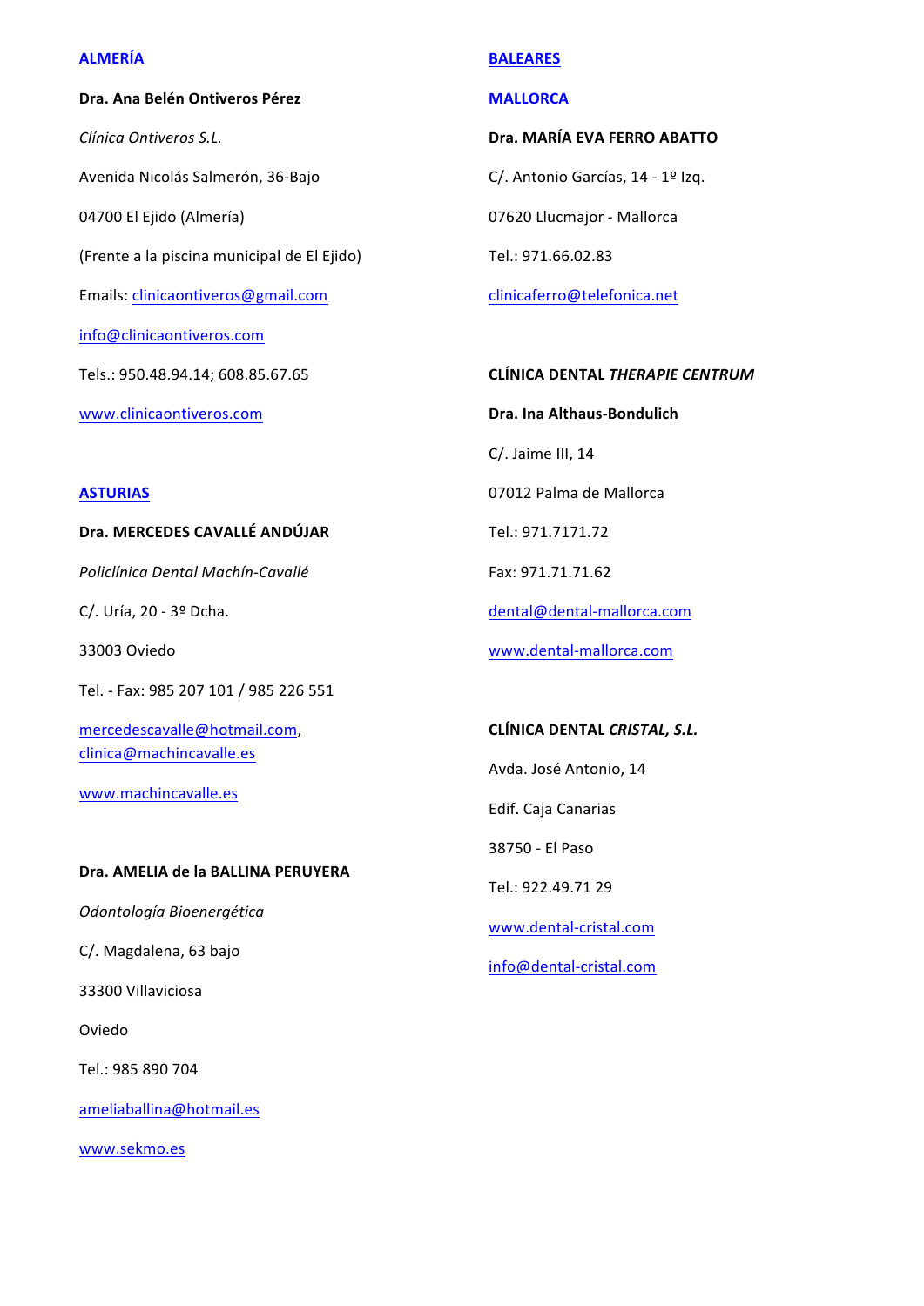## ALMERÍA

**Dra. Ana Belén Ontiveros Pérez**

*Clínica Ontiveros S.L.*

Avenida Nicolás Salmerón, 36-Bajo

04700 El Ejido (Almería)

(Frente a la piscina municipal de El Ejido)

Emails: clinicaontiveros@gmail.com

info@clinicaontiveros.com

Tels.: 950.48.94.14; 608.85.67.65

www.clinicaontiveros.com

## ASTURIAS

**Dra. MERCEDES CAVALLÉ ANDÚJAR**

*Policlínica Dental Machín-Cavallé*

C/. Uría, 20 - 3º Dcha.

33003 Oviedo

Tel. - Fax: 985 207 101 / 985 226 551

mercedescavalle@hotmail.com, clinica@machincavalle.es

www.machincavalle.es

**Dra. AMELIA de la BALLINA PERUYERA**

*Odontología Bioenergética*

C/. Magdalena, 63 bajo

33300 Villaviciosa

Oviedo

Tel.: 985 890 704

ameliaballina@hotmail.es

www.sekmo.es

## BALEARES

### MALLORCA

**Dra. MARÍA EVA FERRO ABATTO**

C/. Antonio Garcías, 14 - 1º Izq.

07620 Llucmajor - Mallorca

Tel.: 971.66.02.83

clinicaferro@telefonica.net

**CLÍNICA DENTAL *THERAPIE CENTRUM***

**Dra. Ina Althaus-Bondulich**

C/. Jaime III, 14

07012 Palma de Mallorca

Tel.: 971.7171.72

Fax: 971.71.71.62

dental@dental-mallorca.com

www.dental-mallorca.com

**CLÍNICA DENTAL *CRISTAL, S.L.***

Avda. José Antonio, 14

Edif. Caja Canarias

38750 - El Paso

Tel.: 922.49.71 29

www.dental-cristal.com

info@dental-cristal.com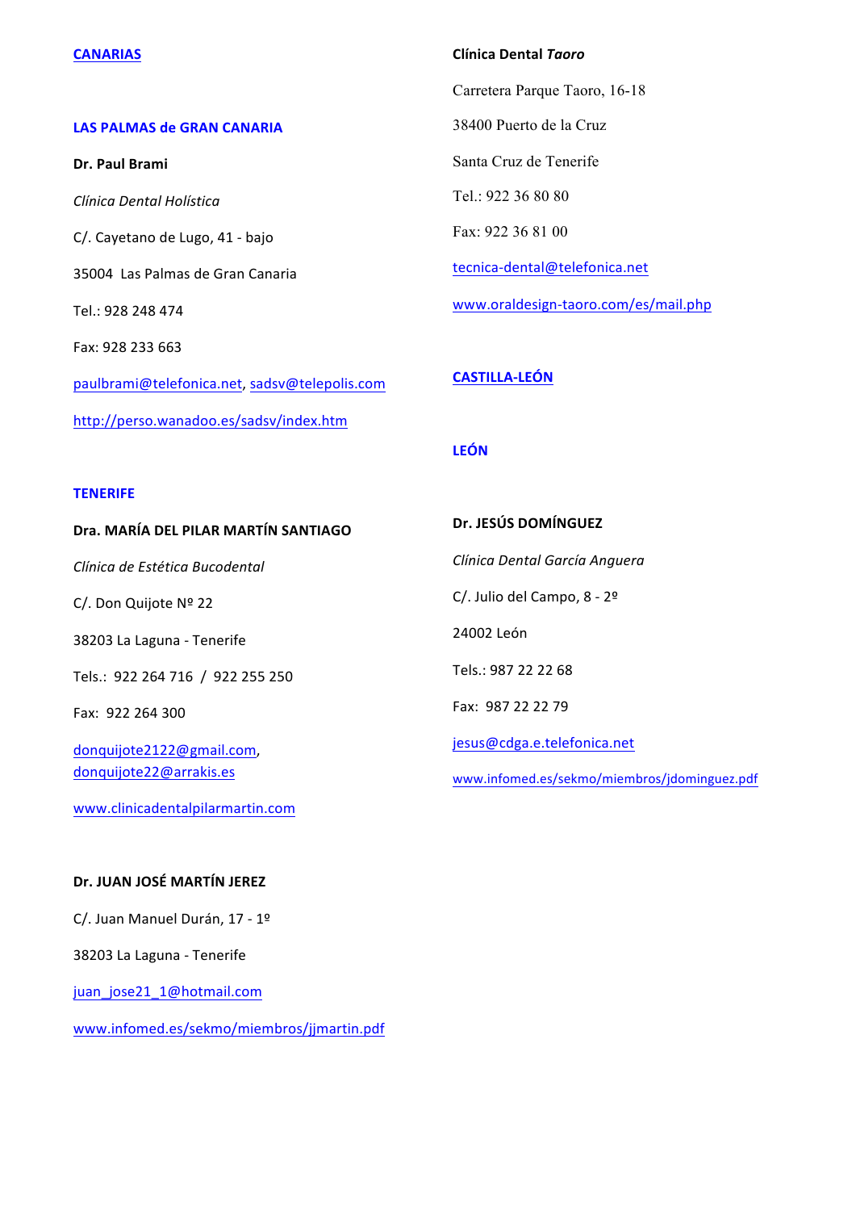## CANARIAS

### LAS PALMAS de GRAN CANARIA

**Dr. Paul Brami**

*Clínica Dental Holística*

C/. Cayetano de Lugo, 41 - bajo

35004 Las Palmas de Gran Canaria

Tel.: 928 248 474

Fax: 928 233 663

paulbrami@telefonica.net, sadsv@telepolis.com

http://perso.wanadoo.es/sadsv/index.htm

### TENERIFE

**Dra. MARÍA DEL PILAR MARTÍN SANTIAGO**

*Clínica de Estética Bucodental*

C/. Don Quijote Nº 22

38203 La Laguna - Tenerife

Tels.: 922 264 716 / 922 255 250

Fax: 922 264 300

donquijote2122@gmail.com, donquijote22@arrakis.es

www.clinicadentalpilarmartin.com

**Dr. JUAN JOSÉ MARTÍN JEREZ**

C/. Juan Manuel Durán, 17 - 1º

38203 La Laguna - Tenerife

juan_jose21_1@hotmail.com

www.infomed.es/sekmo/miembros/jjmartin.pdf

**Clínica Dental *Taoro***

Carretera Parque Taoro, 16-18

38400 Puerto de la Cruz

Santa Cruz de Tenerife

Tel.: 922 36 80 80

Fax: 922 36 81 00

tecnica-dental@telefonica.net

www.oraldesign-taoro.com/es/mail.php

## CASTILLA-LEÓN

### LEÓN

**Dr. JESÚS DOMÍNGUEZ**

*Clínica Dental García Anguera*

C/. Julio del Campo, 8 - 2º

24002 León

Tels.: 987 22 22 68

Fax: 987 22 22 79

jesus@cdga.e.telefonica.net

www.infomed.es/sekmo/miembros/jdominguez.pdf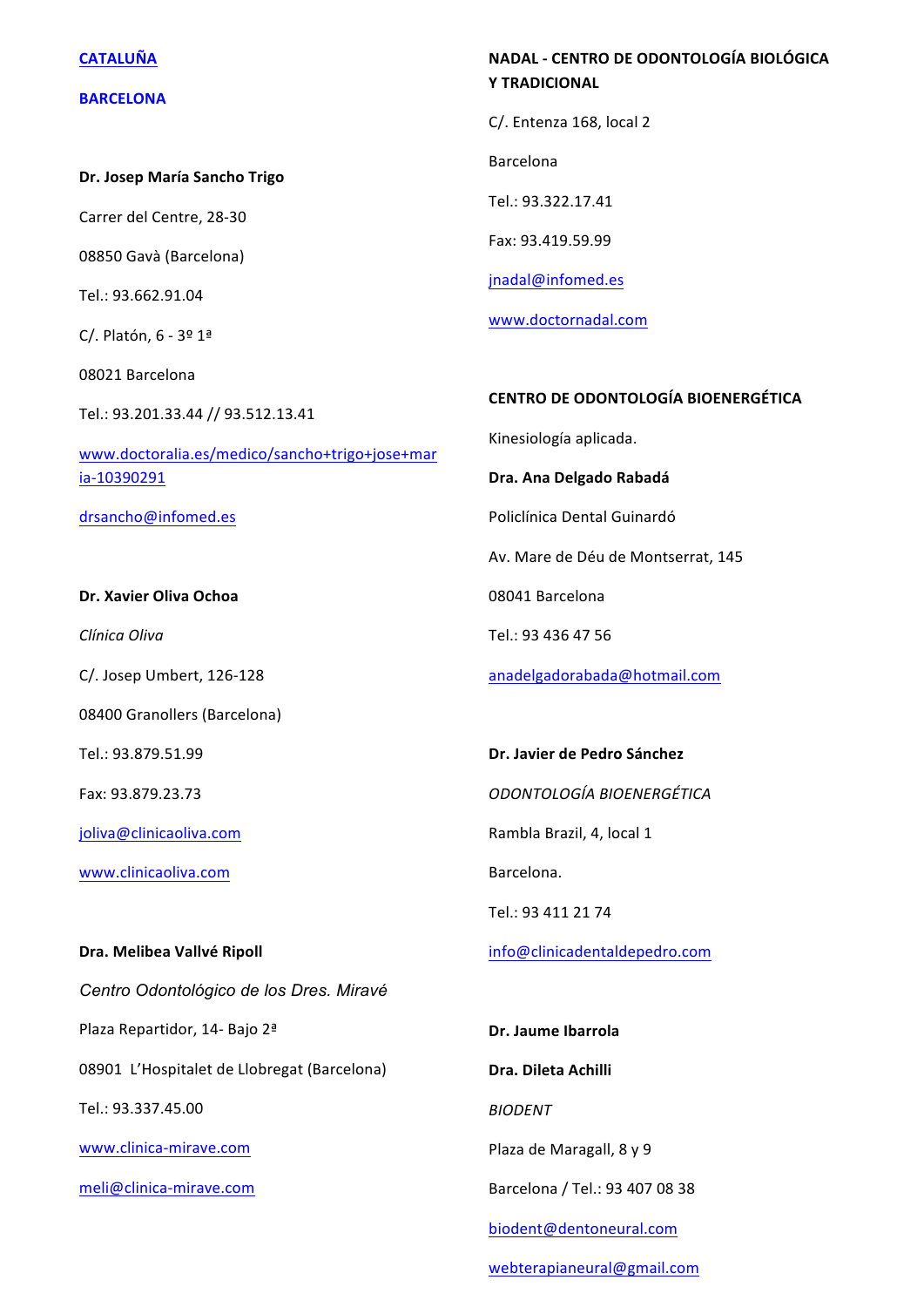## CATALUÑA

### BARCELONA

**Dr. Josep María Sancho Trigo**

Carrer del Centre, 28-30

08850 Gavà (Barcelona)

Tel.: 93.662.91.04

C/. Platón, 6 - 3º 1ª

08021 Barcelona

Tel.: 93.201.33.44 // 93.512.13.41

www.doctoralia.es/medico/sancho+trigo+jose+maria-10390291

drsancho@infomed.es

**Dr. Xavier Oliva Ochoa**

*Clínica Oliva*

C/. Josep Umbert, 126-128

08400 Granollers (Barcelona)

Tel.: 93.879.51.99

Fax: 93.879.23.73

joliva@clinicaoliva.com

www.clinicaoliva.com

**Dra. Melibea Vallvé Ripoll**

*Centro Odontológico de los Dres. Miravé*

Plaza Repartidor, 14- Bajo 2ª

08901 L'Hospitalet de Llobregat (Barcelona)

Tel.: 93.337.45.00

www.clinica-mirave.com

meli@clinica-mirave.com

**NADAL - CENTRO DE ODONTOLOGÍA BIOLÓGICA Y TRADICIONAL**

C/. Entenza 168, local 2

Barcelona

Tel.: 93.322.17.41

Fax: 93.419.59.99

jnadal@infomed.es

www.doctornadal.com

**CENTRO DE ODONTOLOGÍA BIOENERGÉTICA**

Kinesiología aplicada.

**Dra. Ana Delgado Rabadá**

Policlínica Dental Guinardó

Av. Mare de Déu de Montserrat, 145

08041 Barcelona

Tel.: 93 436 47 56

anadelgadorabada@hotmail.com

**Dr. Javier de Pedro Sánchez**

*ODONTOLOGÍA BIOENERGÉTICA*

Rambla Brazil, 4, local 1

Barcelona.

Tel.: 93 411 21 74

info@clinicadentaldepedro.com

**Dr. Jaume Ibarrola**

**Dra. Dileta Achilli**

*BIODENT*

Plaza de Maragall, 8 y 9

Barcelona / Tel.: 93 407 08 38

biodent@dentoneural.com

webterapianeural@gmail.com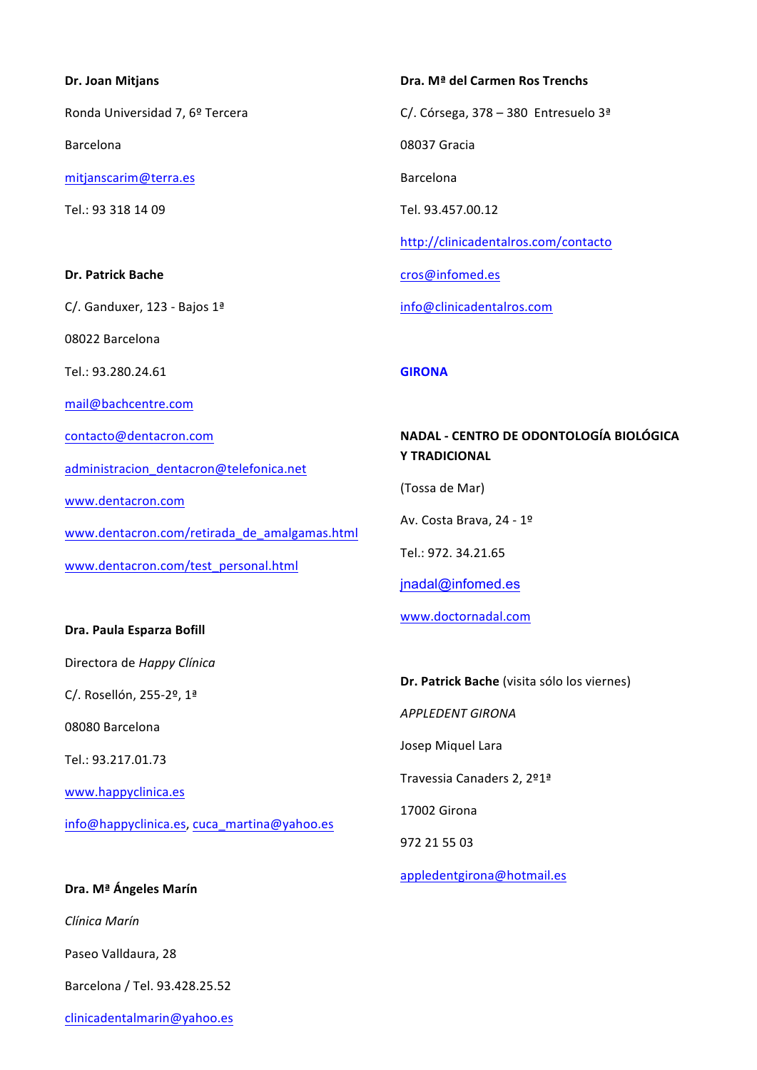**Dr. Joan Mitjans**

Ronda Universidad 7, 6º Tercera

Barcelona

mitjanscarim@terra.es

Tel.: 93 318 14 09

**Dr. Patrick Bache**

C/. Ganduxer, 123 - Bajos 1ª

08022 Barcelona

Tel.: 93.280.24.61

mail@bachcentre.com

contacto@dentacron.com

administracion_dentacron@telefonica.net

www.dentacron.com

www.dentacron.com/retirada_de_amalgamas.html

www.dentacron.com/test_personal.html

**Dra. Paula Esparza Bofill**

Directora de *Happy Clínica*

C/. Rosellón, 255-2º, 1ª

08080 Barcelona

Tel.: 93.217.01.73

www.happyclinica.es

info@happyclinica.es, cuca_martina@yahoo.es

**Dra. Mª Ángeles Marín**

*Clínica Marín*

Paseo Valldaura, 28

Barcelona / Tel. 93.428.25.52

clinicadentalmarin@yahoo.es

**Dra. Mª del Carmen Ros Trenchs**

C/. Córsega, 378 – 380 Entresuelo 3ª

08037 Gracia

Barcelona

Tel. 93.457.00.12

http://clinicadentalros.com/contacto

cros@infomed.es

info@clinicadentalros.com

## GIRONA

**NADAL - CENTRO DE ODONTOLOGÍA BIOLÓGICA Y TRADICIONAL**

(Tossa de Mar)

Av. Costa Brava, 24 - 1º

Tel.: 972. 34.21.65

jnadal@infomed.es

www.doctornadal.com

**Dr. Patrick Bache** (visita sólo los viernes)

*APPLEDENT GIRONA*

Josep Miquel Lara

Travessia Canaders 2, 2º1ª

17002 Girona

972 21 55 03

appledentgirona@hotmail.es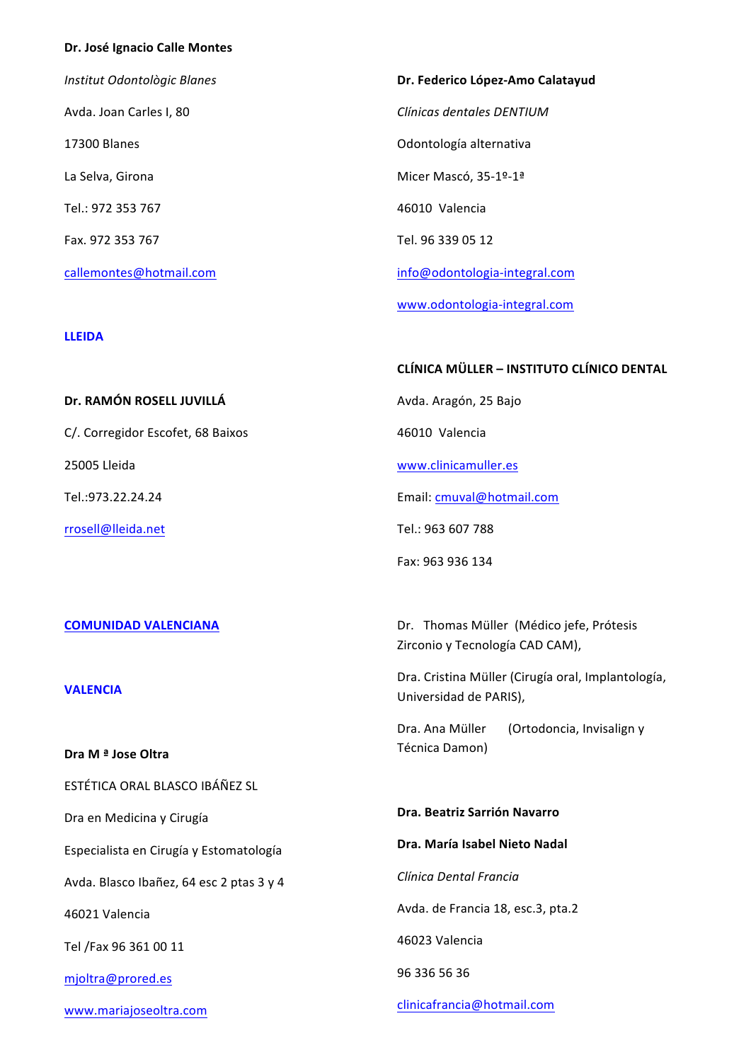**Dr. José Ignacio Calle Montes**

*Institut Odontològic Blanes*

Avda. Joan Carles I, 80

17300 Blanes

La Selva, Girona

Tel.: 972 353 767

Fax. 972 353 767

callemontes@hotmail.com

**LLEIDA**

**Dr. RAMÓN ROSELL JUVILLÁ**

C/. Corregidor Escofet, 68 Baixos

25005 Lleida

Tel.:973.22.24.24

rrosell@lleida.net

**COMUNIDAD VALENCIANA**

**VALENCIA**

**Dra M ª Jose Oltra**

ESTÉTICA ORAL BLASCO IBÁÑEZ SL

Dra en Medicina y Cirugía

Especialista en Cirugía y Estomatología

Avda. Blasco Ibañez, 64 esc 2 ptas 3 y 4

46021 Valencia

Tel /Fax 96 361 00 11

mjoltra@prored.es

www.mariajoseoltra.com

**Dr. Federico López-Amo Calatayud**

*Clínicas dentales DENTIUM*

Odontología alternativa

Micer Mascó, 35-1º-1ª

46010 Valencia

Tel. 96 339 05 12

info@odontologia-integral.com

www.odontologia-integral.com

**CLÍNICA MÜLLER – INSTITUTO CLÍNICO DENTAL**

Avda. Aragón, 25 Bajo

46010 Valencia

www.clinicamuller.es

Email: cmuval@hotmail.com

Tel.: 963 607 788

Fax: 963 936 134

Dr. Thomas Müller (Médico jefe, Prótesis Zirconio y Tecnología CAD CAM),

Dra. Cristina Müller (Cirugía oral, Implantología, Universidad de PARIS),

Dra. Ana Müller (Ortodoncia, Invisalign y Técnica Damon)

**Dra. Beatriz Sarrión Navarro**

**Dra. María Isabel Nieto Nadal**

*Clínica Dental Francia*

Avda. de Francia 18, esc.3, pta.2

46023 Valencia

96 336 56 36

clinicafrancia@hotmail.com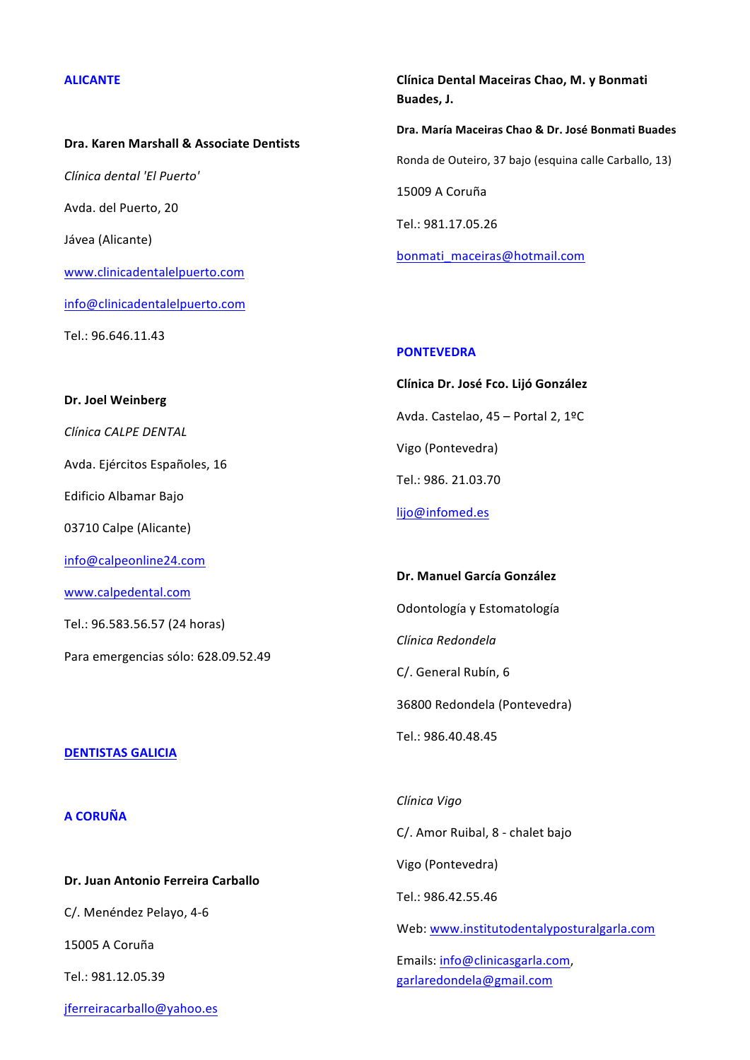## ALICANTE

**Dra. Karen Marshall & Associate Dentists**

*Clínica dental 'El Puerto'*

Avda. del Puerto, 20

Jávea (Alicante)

www.clinicadentalelpuerto.com

info@clinicadentalelpuerto.com

Tel.: 96.646.11.43

**Dr. Joel Weinberg**

*Clínica CALPE DENTAL*

Avda. Ejércitos Españoles, 16

Edificio Albamar Bajo

03710 Calpe (Alicante)

info@calpeonline24.com

www.calpedental.com

Tel.: 96.583.56.57 (24 horas)

Para emergencias sólo: 628.09.52.49

## DENTISTAS GALICIA

### A CORUÑA

**Dr. Juan Antonio Ferreira Carballo**

C/. Menéndez Pelayo, 4-6

15005 A Coruña

Tel.: 981.12.05.39

jferreiracarballo@yahoo.es

**Clínica Dental Maceiras Chao, M. y Bonmati Buades, J.**

**Dra. María Maceiras Chao & Dr. José Bonmati Buades**

Ronda de Outeiro, 37 bajo (esquina calle Carballo, 13)

15009 A Coruña

Tel.: 981.17.05.26

bonmati_maceiras@hotmail.com

### PONTEVEDRA

**Clínica Dr. José Fco. Lijó González**

Avda. Castelao, 45 – Portal 2, 1ºC

Vigo (Pontevedra)

Tel.: 986. 21.03.70

lijo@infomed.es

**Dr. Manuel García González**

Odontología y Estomatología

*Clínica Redondela*

C/. General Rubín, 6

36800 Redondela (Pontevedra)

Tel.: 986.40.48.45

*Clínica Vigo*

C/. Amor Ruibal, 8 - chalet bajo

Vigo (Pontevedra)

Tel.: 986.42.55.46

Web: www.institutodentalyposturalgarla.com

Emails: info@clinicasgarla.com, garlaredondela@gmail.com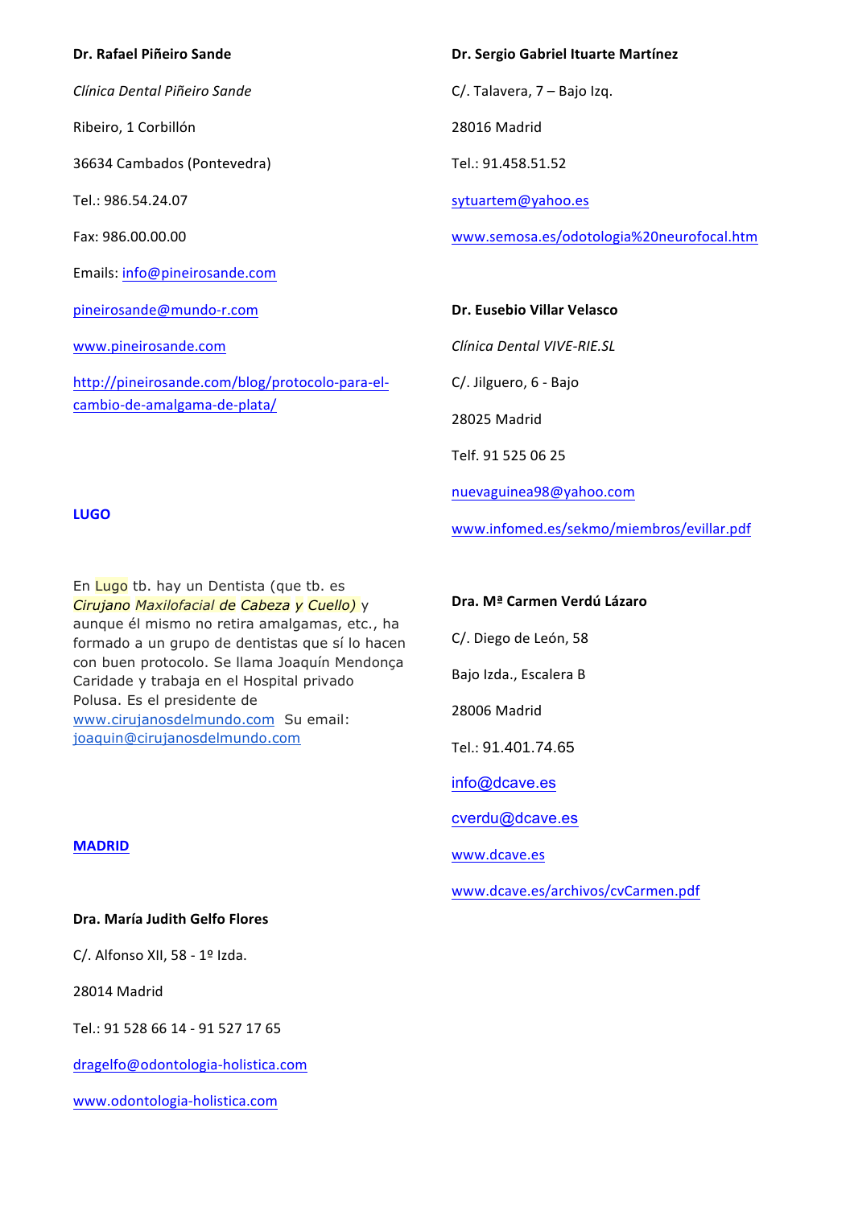**Dr. Rafael Piñeiro Sande**

*Clínica Dental Piñeiro Sande*

Ribeiro, 1 Corbillón

36634 Cambados (Pontevedra)

Tel.: 986.54.24.07

Fax: 986.00.00.00

Emails: info@pineirosande.com

pineirosande@mundo-r.com

www.pineirosande.com

http://pineirosande.com/blog/protocolo-para-el-cambio-de-amalgama-de-plata/

**LUGO**

En Lugo tb. hay un Dentista (que tb. es *Cirujano Maxilofacial de Cabeza y Cuello)* y aunque él mismo no retira amalgamas, etc., ha formado a un grupo de dentistas que sí lo hacen con buen protocolo. Se llama Joaquín Mendonça Caridade y trabaja en el Hospital privado Polusa. Es el presidente de www.cirujanosdelmundo.com Su email: joaquin@cirujanosdelmundo.com

**MADRID**

**Dra. María Judith Gelfo Flores**

C/. Alfonso XII, 58 - 1º Izda.

28014 Madrid

Tel.: 91 528 66 14 - 91 527 17 65

dragelfo@odontologia-holistica.com

www.odontologia-holistica.com

**Dr. Sergio Gabriel Ituarte Martínez**

C/. Talavera, 7 – Bajo Izq.

28016 Madrid

Tel.: 91.458.51.52

sytuartem@yahoo.es

www.semosa.es/odotologia%20neurofocal.htm

**Dr. Eusebio Villar Velasco**

*Clínica Dental VIVE-RIE.SL*

C/. Jilguero, 6 - Bajo

28025 Madrid

Telf. 91 525 06 25

nuevaguinea98@yahoo.com

www.infomed.es/sekmo/miembros/evillar.pdf

**Dra. Mª Carmen Verdú Lázaro**

C/. Diego de León, 58

Bajo Izda., Escalera B

28006 Madrid

Tel.: 91.401.74.65

info@dcave.es

cverdu@dcave.es

www.dcave.es

www.dcave.es/archivos/cvCarmen.pdf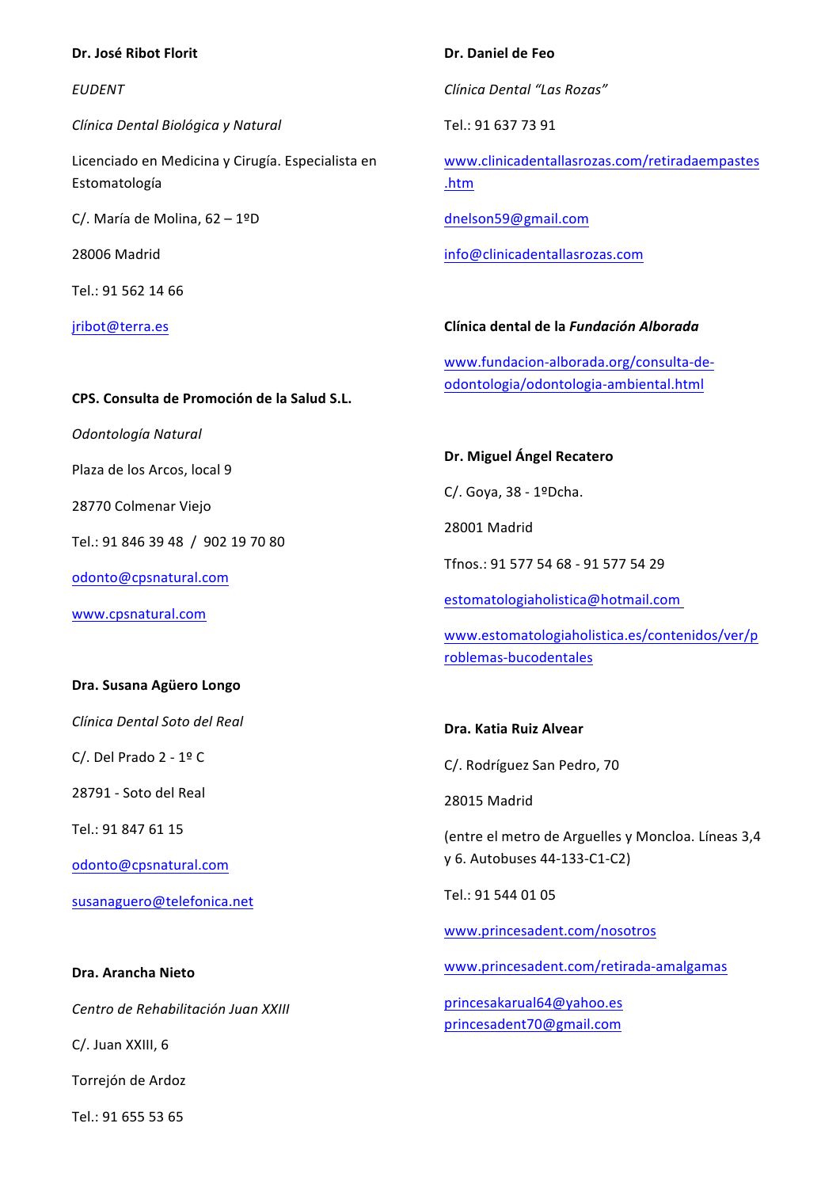**Dr. José Ribot Florit**

*EUDENT*

*Clínica Dental Biológica y Natural*

Licenciado en Medicina y Cirugía. Especialista en Estomatología

C/. María de Molina, 62 – 1ºD

28006 Madrid

Tel.: 91 562 14 66

jribot@terra.es

**CPS. Consulta de Promoción de la Salud S.L.**

*Odontología Natural*

Plaza de los Arcos, local 9

28770 Colmenar Viejo

Tel.: 91 846 39 48 / 902 19 70 80

odonto@cpsnatural.com

www.cpsnatural.com

**Dra. Susana Agüero Longo**

*Clínica Dental Soto del Real*

C/. Del Prado 2 - 1º C

28791 - Soto del Real

Tel.: 91 847 61 15

odonto@cpsnatural.com

susanaguero@telefonica.net

**Dra. Arancha Nieto**

*Centro de Rehabilitación Juan XXIII*

C/. Juan XXIII, 6

Torrejón de Ardoz

Tel.: 91 655 53 65

**Dr. Daniel de Feo**

*Clínica Dental "Las Rozas"*

Tel.: 91 637 73 91

www.clinicadentallasrozas.com/retiradaempastes.htm

dnelson59@gmail.com

info@clinicadentallasrozas.com

**Clínica dental de la *Fundación Alborada***

www.fundacion-alborada.org/consulta-de-odontologia/odontologia-ambiental.html

**Dr. Miguel Ángel Recatero**

C/. Goya, 38 - 1ºDcha.

28001 Madrid

Tfnos.: 91 577 54 68 - 91 577 54 29

estomatologiaholistica@hotmail.com

www.estomatologiaholistica.es/contenidos/ver/problemas-bucodentales

**Dra. Katia Ruiz Alvear**

C/. Rodríguez San Pedro, 70

28015 Madrid

(entre el metro de Arguelles y Moncloa. Líneas 3,4 y 6. Autobuses 44-133-C1-C2)

Tel.: 91 544 01 05

www.princesadent.com/nosotros

www.princesadent.com/retirada-amalgamas

princesakarual64@yahoo.es
princesadent70@gmail.com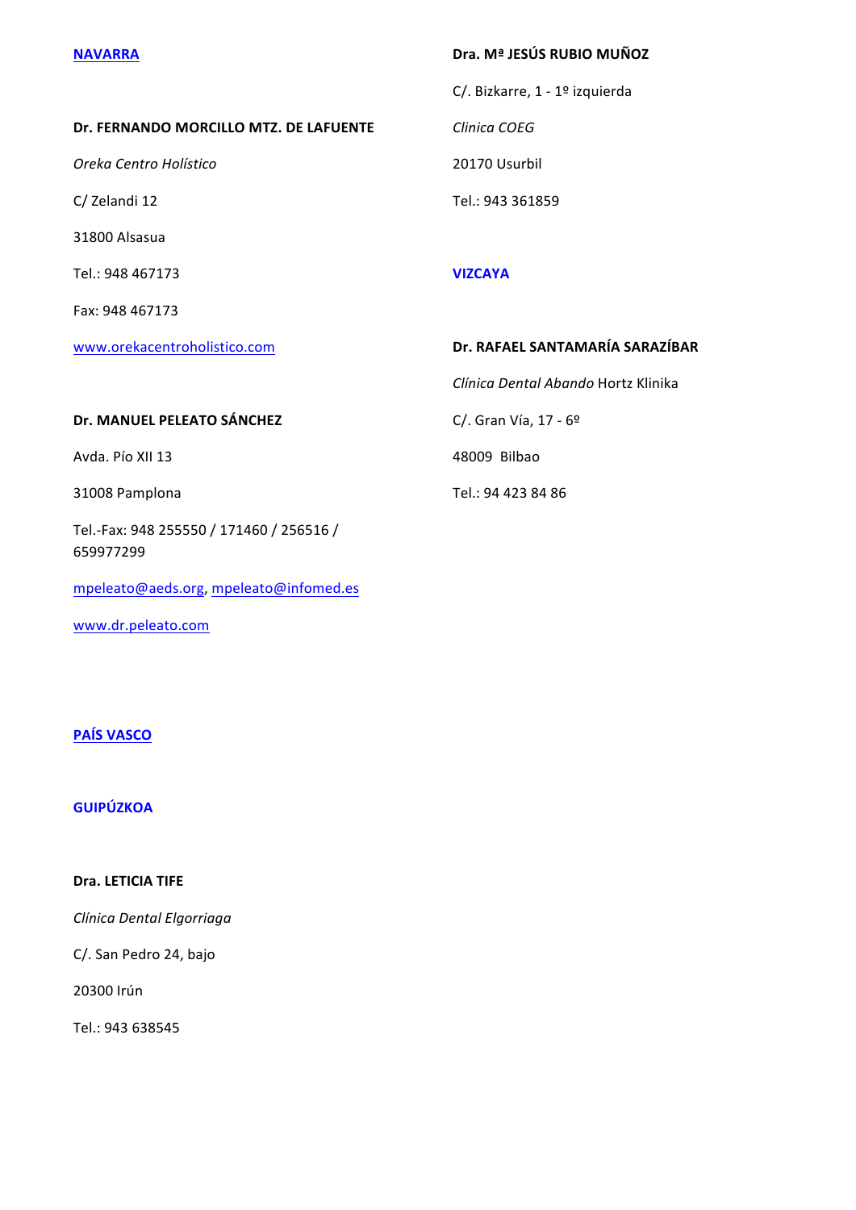## NAVARRA

**Dr. FERNANDO MORCILLO MTZ. DE LAFUENTE**

*Oreka Centro Holístico*

C/ Zelandi 12

31800 Alsasua

Tel.: 948 467173

Fax: 948 467173

www.orekacentroholistico.com

**Dr. MANUEL PELEATO SÁNCHEZ**

Avda. Pío XII 13

31008 Pamplona

Tel.-Fax: 948 255550 / 171460 / 256516 / 659977299

mpeleato@aeds.org, mpeleato@infomed.es

www.dr.peleato.com

## PAÍS VASCO

### GUIPÚZKOA

**Dra. LETICIA TIFE**

*Clínica Dental Elgorriaga*

C/. San Pedro 24, bajo

20300 Irún

Tel.: 943 638545

**Dra. Mª JESÚS RUBIO MUÑOZ**

C/. Bizkarre, 1 - 1º izquierda

*Clinica COEG*

20170 Usurbil

Tel.: 943 361859

### VIZCAYA

**Dr. RAFAEL SANTAMARÍA SARAZÍBAR**

*Clínica Dental Abando* Hortz Klinika

C/. Gran Vía, 17 - 6º

48009 Bilbao

Tel.: 94 423 84 86